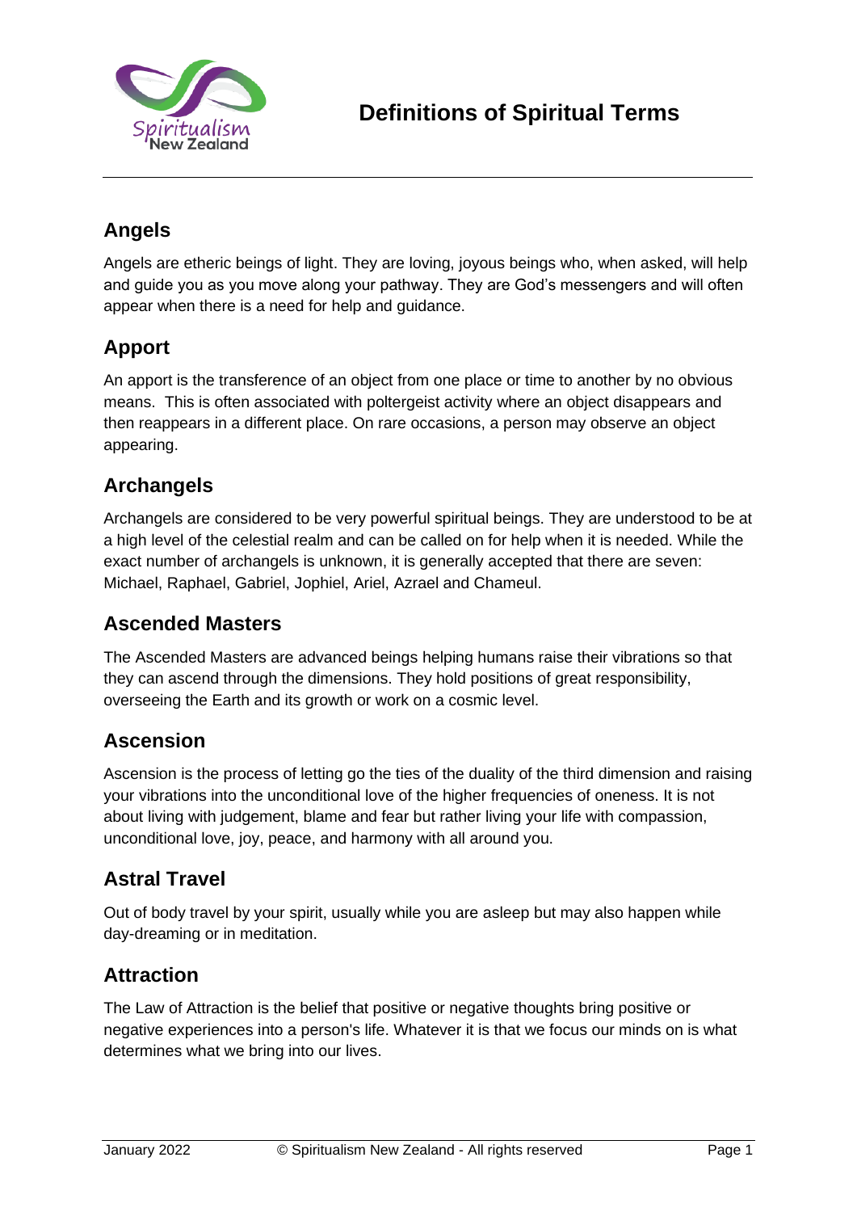# Definitions of Spiritual Terms

## Angels

Angels are etheric beings of light. They are loving, joyous beings who, when asked, will help and guide you as you move along your pathway. They are God's messengers and will often appear when there is a need for help and guidance.

## Apport

An apport is the transference of an object from one place or time to another by no obvious means. This is often associated with poltergeist activity where an object disappears and then reappears in a different place. On rare occasions, a person may observe an object appearing.

## Archangels

Archangels are considered to be very powerful spiritual beings. They are understood to be at a high level of the celestial realm and can be called on for help when it is needed. While the exact number of archangels is unknown, it is generally accepted that there are seven: Michael, Raphael, Gabriel, Jophiel, Ariel, Azrael and Chameul.

## Ascended Masters

The Ascended Masters are advanced beings helping humans raise their vibrations so that they can ascend through the dimensions. They hold positions of great responsibility, overseeing the Earth and its growth or work on a cosmic level.

## Ascension

Ascension is the process of letting go the ties of the duality of the third dimension and raising your vibrations into the unconditional love of the higher frequencies of oneness. It is not about living with judgement, blame and fear but rather living your life with compassion, unconditional love, joy, peace, and harmony with all around you.

## Astral Travel

Out of body travel by your spirit, usually while you are asleep but may also happen while day-dreaming or in meditation.

## Attraction

The Law of Attraction is the belief that positive or negative thoughts bring positive or negative experiences into a person's life. Whatever it is that we focus our minds on is what determines what we bring into our lives.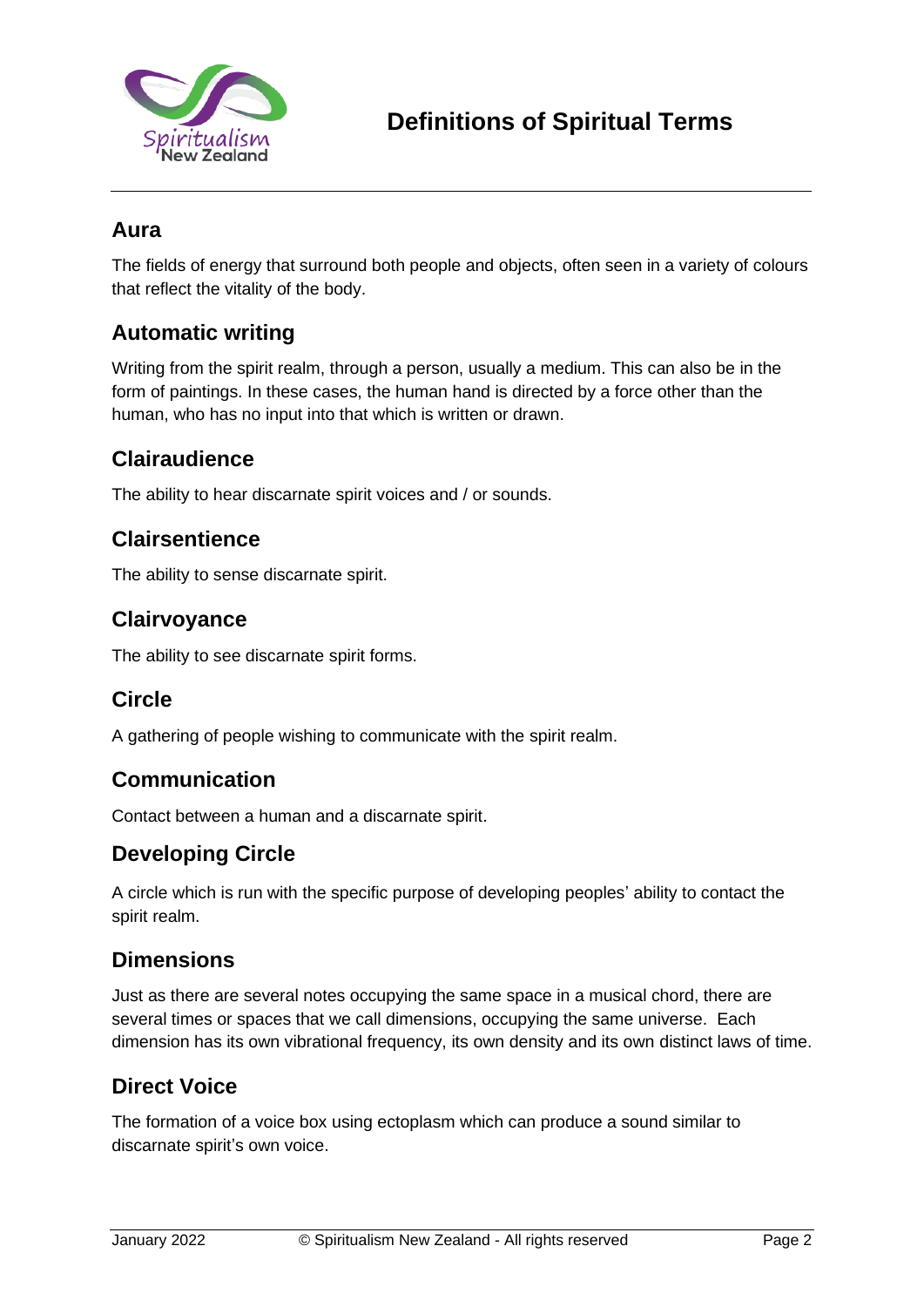# Definitions of Spiritual Terms

## Aura

The fields of energy that surround both people and objects, often seen in a variety of colours that reflect the vitality of the body.

## Automatic writing

Writing from the spirit realm, through a person, usually a medium. This can also be in the form of paintings. In these cases, the human hand is directed by a force other than the human, who has no input into that which is written or drawn.

## Clairaudience

The ability to hear discarnate spirit voices and / or sounds.

## Clairsentience

The ability to sense discarnate spirit.

## Clairvoyance

The ability to see discarnate spirit forms.

## Circle

A gathering of people wishing to communicate with the spirit realm.

## Communication

Contact between a human and a discarnate spirit.

## Developing Circle

A circle which is run with the specific purpose of developing peoples' ability to contact the spirit realm.

## Dimensions

Just as there are several notes occupying the same space in a musical chord, there are several times or spaces that we call dimensions, occupying the same universe. Each dimension has its own vibrational frequency, its own density and its own distinct laws of time.

## Direct Voice

The formation of a voice box using ectoplasm which can produce a sound similar to discarnate spirit's own voice.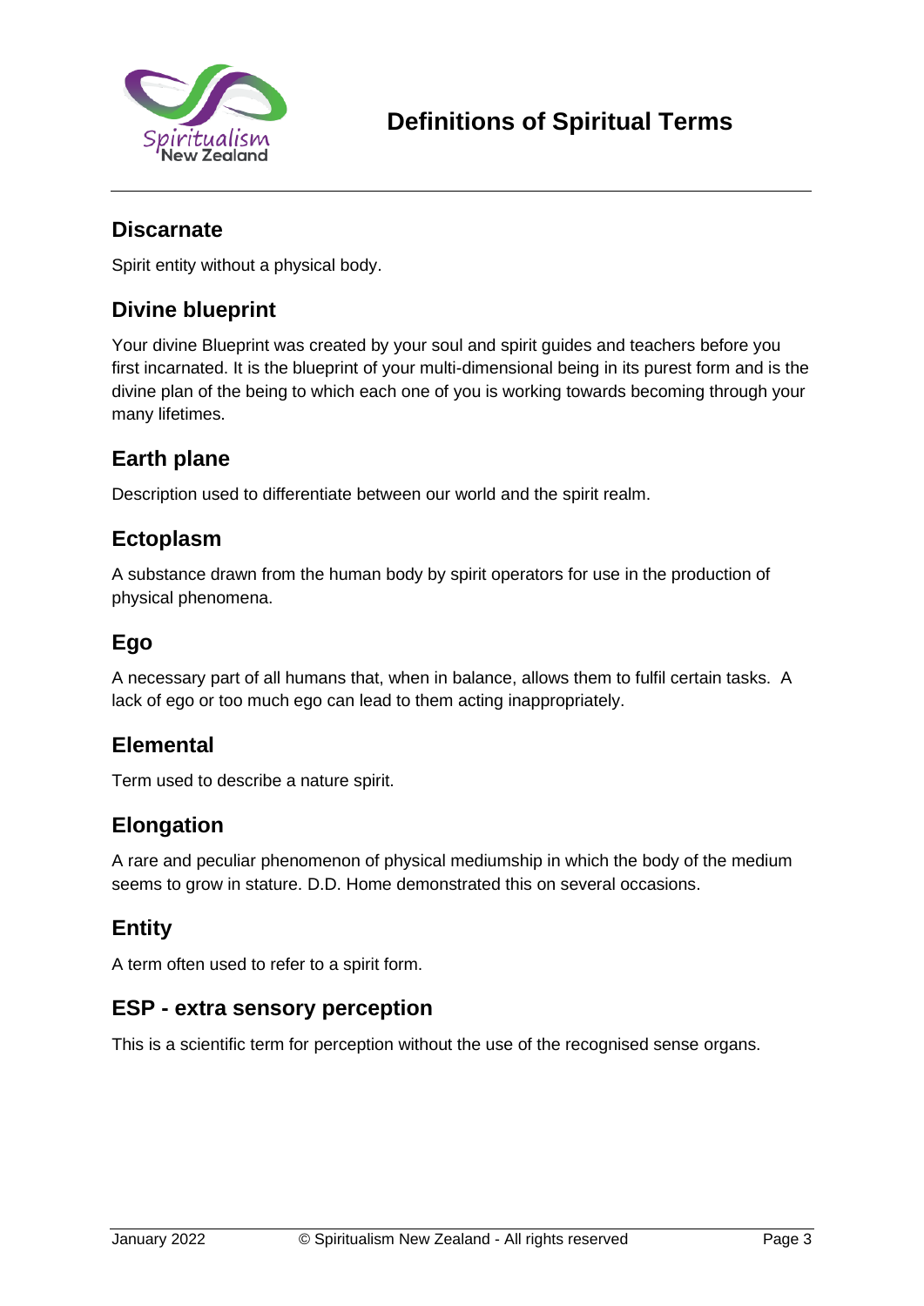## Discarnate

Spirit entity without a physical body.

## Divine blueprint

Your divine Blueprint was created by your soul and spirit guides and teachers before you first incarnated. It is the blueprint of your multi-dimensional being in its purest form and is the divine plan of the being to which each one of you is working towards becoming through your many lifetimes.

## Earth plane

Description used to differentiate between our world and the spirit realm.

## Ectoplasm

A substance drawn from the human body by spirit operators for use in the production of physical phenomena.

## Ego

A necessary part of all humans that, when in balance, allows them to fulfil certain tasks. A lack of ego or too much ego can lead to them acting inappropriately.

## Elemental

Term used to describe a nature spirit.

## Elongation

A rare and peculiar phenomenon of physical mediumship in which the body of the medium seems to grow in stature. D.D. Home demonstrated this on several occasions.

## Entity

A term often used to refer to a spirit form.

## ESP - extra sensory perception

This is a scientific term for perception without the use of the recognised sense organs.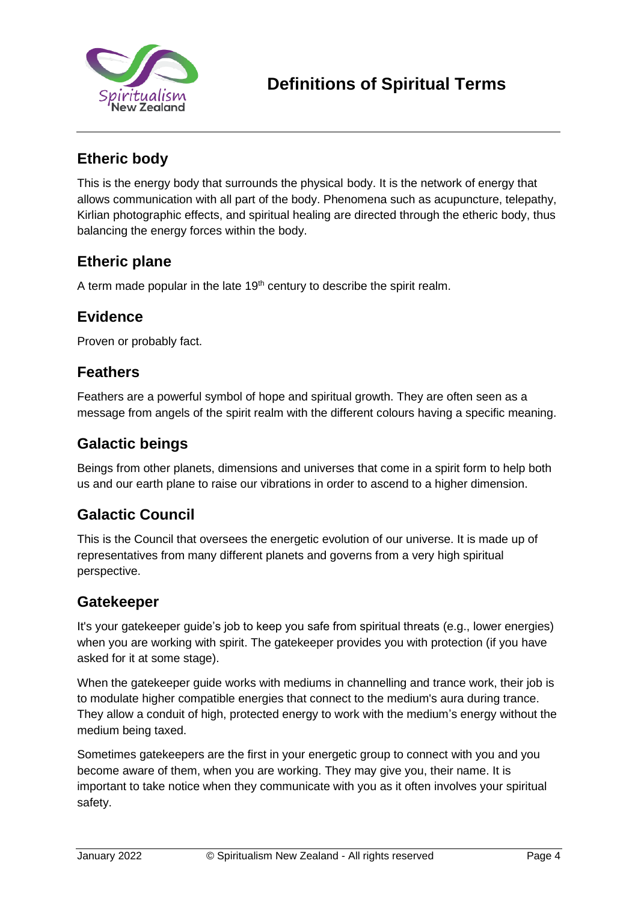# Definitions of Spiritual Terms

## Etheric body

This is the energy body that surrounds the physical body. It is the network of energy that allows communication with all part of the body. Phenomena such as acupuncture, telepathy, Kirlian photographic effects, and spiritual healing are directed through the etheric body, thus balancing the energy forces within the body.

## Etheric plane

A term made popular in the late 19th century to describe the spirit realm.

## Evidence

Proven or probably fact.

## Feathers

Feathers are a powerful symbol of hope and spiritual growth. They are often seen as a message from angels of the spirit realm with the different colours having a specific meaning.

## Galactic beings

Beings from other planets, dimensions and universes that come in a spirit form to help both us and our earth plane to raise our vibrations in order to ascend to a higher dimension.

## Galactic Council

This is the Council that oversees the energetic evolution of our universe. It is made up of representatives from many different planets and governs from a very high spiritual perspective.

## Gatekeeper

It's your gatekeeper guide's job to keep you safe from spiritual threats (e.g., lower energies) when you are working with spirit. The gatekeeper provides you with protection (if you have asked for it at some stage).

When the gatekeeper guide works with mediums in channelling and trance work, their job is to modulate higher compatible energies that connect to the medium's aura during trance. They allow a conduit of high, protected energy to work with the medium's energy without the medium being taxed.

Sometimes gatekeepers are the first in your energetic group to connect with you and you become aware of them, when you are working. They may give you, their name. It is important to take notice when they communicate with you as it often involves your spiritual safety.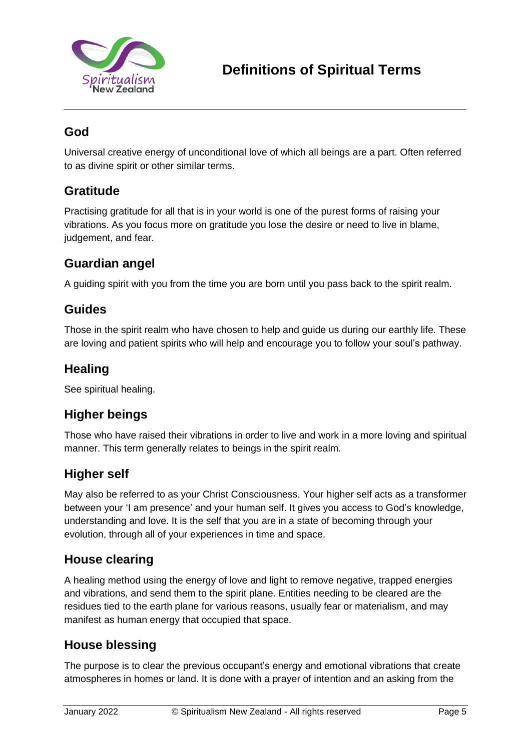# Definitions of Spiritual Terms

## God

Universal creative energy of unconditional love of which all beings are a part. Often referred to as divine spirit or other similar terms.

## Gratitude

Practising gratitude for all that is in your world is one of the purest forms of raising your vibrations. As you focus more on gratitude you lose the desire or need to live in blame, judgement, and fear.

## Guardian angel

A guiding spirit with you from the time you are born until you pass back to the spirit realm.

## Guides

Those in the spirit realm who have chosen to help and guide us during our earthly life. These are loving and patient spirits who will help and encourage you to follow your soul's pathway.

## Healing

See spiritual healing.

## Higher beings

Those who have raised their vibrations in order to live and work in a more loving and spiritual manner. This term generally relates to beings in the spirit realm.

## Higher self

May also be referred to as your Christ Consciousness. Your higher self acts as a transformer between your 'I am presence' and your human self. It gives you access to God's knowledge, understanding and love. It is the self that you are in a state of becoming through your evolution, through all of your experiences in time and space.

## House clearing

A healing method using the energy of love and light to remove negative, trapped energies and vibrations, and send them to the spirit plane. Entities needing to be cleared are the residues tied to the earth plane for various reasons, usually fear or materialism, and may manifest as human energy that occupied that space.

## House blessing

The purpose is to clear the previous occupant's energy and emotional vibrations that create atmospheres in homes or land. It is done with a prayer of intention and an asking from the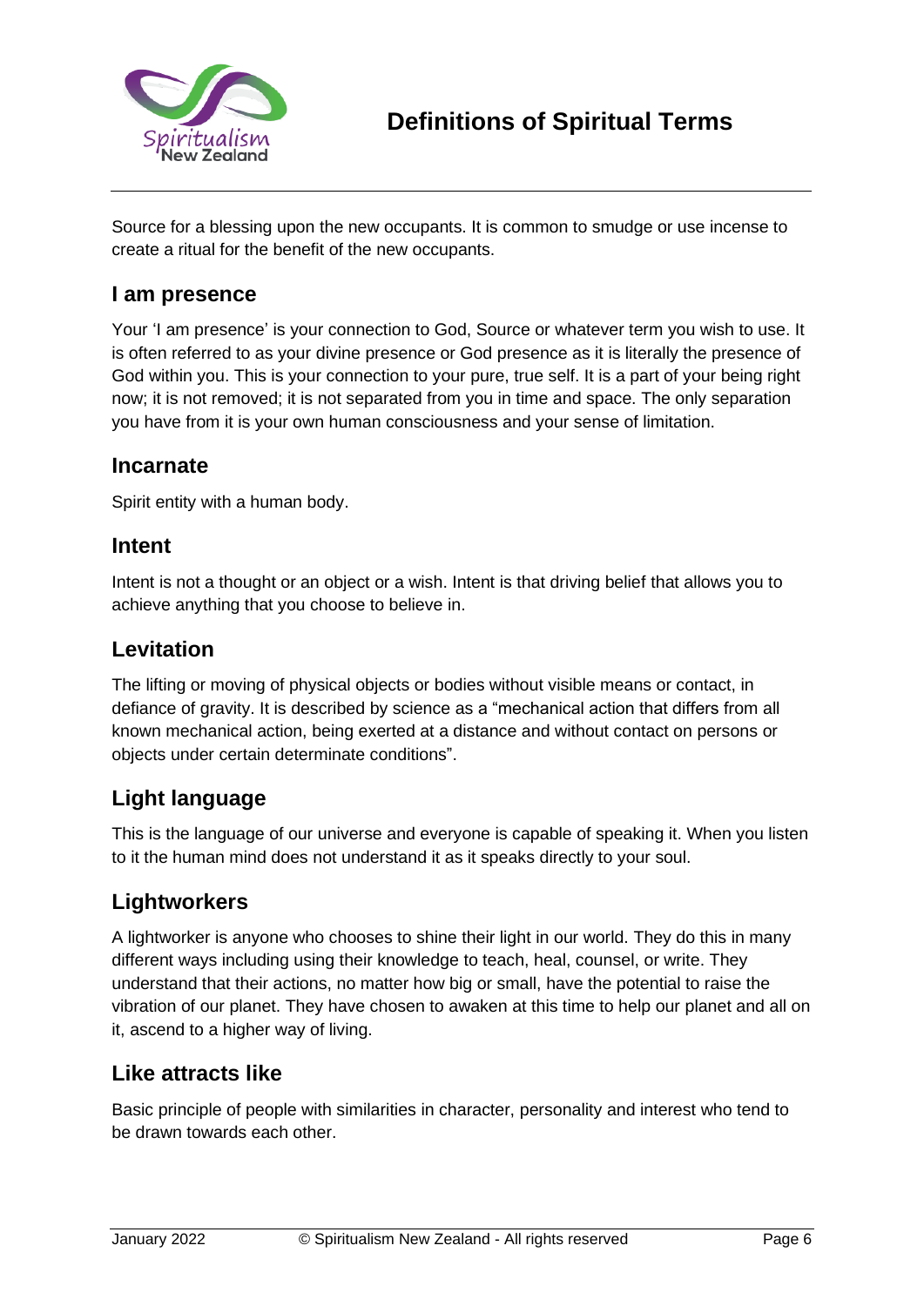Source for a blessing upon the new occupants. It is common to smudge or use incense to create a ritual for the benefit of the new occupants.

## I am presence

Your 'I am presence' is your connection to God, Source or whatever term you wish to use. It is often referred to as your divine presence or God presence as it is literally the presence of God within you. This is your connection to your pure, true self. It is a part of your being right now; it is not removed; it is not separated from you in time and space. The only separation you have from it is your own human consciousness and your sense of limitation.

## Incarnate

Spirit entity with a human body.

## Intent

Intent is not a thought or an object or a wish. Intent is that driving belief that allows you to achieve anything that you choose to believe in.

## Levitation

The lifting or moving of physical objects or bodies without visible means or contact, in defiance of gravity. It is described by science as a "mechanical action that differs from all known mechanical action, being exerted at a distance and without contact on persons or objects under certain determinate conditions".

## Light language

This is the language of our universe and everyone is capable of speaking it. When you listen to it the human mind does not understand it as it speaks directly to your soul.

## Lightworkers

A lightworker is anyone who chooses to shine their light in our world. They do this in many different ways including using their knowledge to teach, heal, counsel, or write. They understand that their actions, no matter how big or small, have the potential to raise the vibration of our planet. They have chosen to awaken at this time to help our planet and all on it, ascend to a higher way of living.

## Like attracts like

Basic principle of people with similarities in character, personality and interest who tend to be drawn towards each other.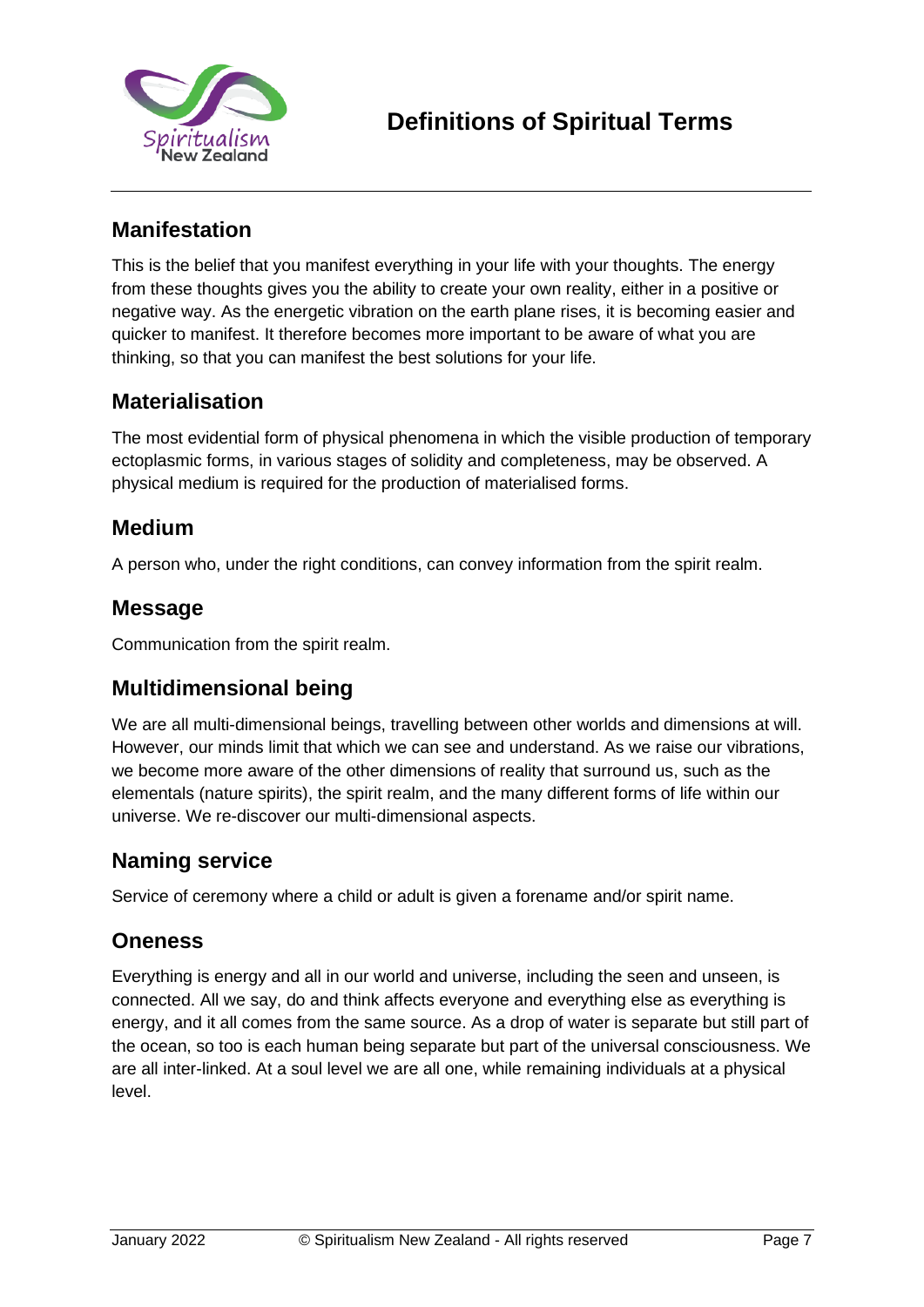# Definitions of Spiritual Terms

## Manifestation

This is the belief that you manifest everything in your life with your thoughts. The energy from these thoughts gives you the ability to create your own reality, either in a positive or negative way. As the energetic vibration on the earth plane rises, it is becoming easier and quicker to manifest. It therefore becomes more important to be aware of what you are thinking, so that you can manifest the best solutions for your life.

## Materialisation

The most evidential form of physical phenomena in which the visible production of temporary ectoplasmic forms, in various stages of solidity and completeness, may be observed. A physical medium is required for the production of materialised forms.

## Medium

A person who, under the right conditions, can convey information from the spirit realm.

## Message

Communication from the spirit realm.

## Multidimensional being

We are all multi-dimensional beings, travelling between other worlds and dimensions at will. However, our minds limit that which we can see and understand. As we raise our vibrations, we become more aware of the other dimensions of reality that surround us, such as the elementals (nature spirits), the spirit realm, and the many different forms of life within our universe. We re-discover our multi-dimensional aspects.

## Naming service

Service of ceremony where a child or adult is given a forename and/or spirit name.

## Oneness

Everything is energy and all in our world and universe, including the seen and unseen, is connected. All we say, do and think affects everyone and everything else as everything is energy, and it all comes from the same source. As a drop of water is separate but still part of the ocean, so too is each human being separate but part of the universal consciousness. We are all inter-linked. At a soul level we are all one, while remaining individuals at a physical level.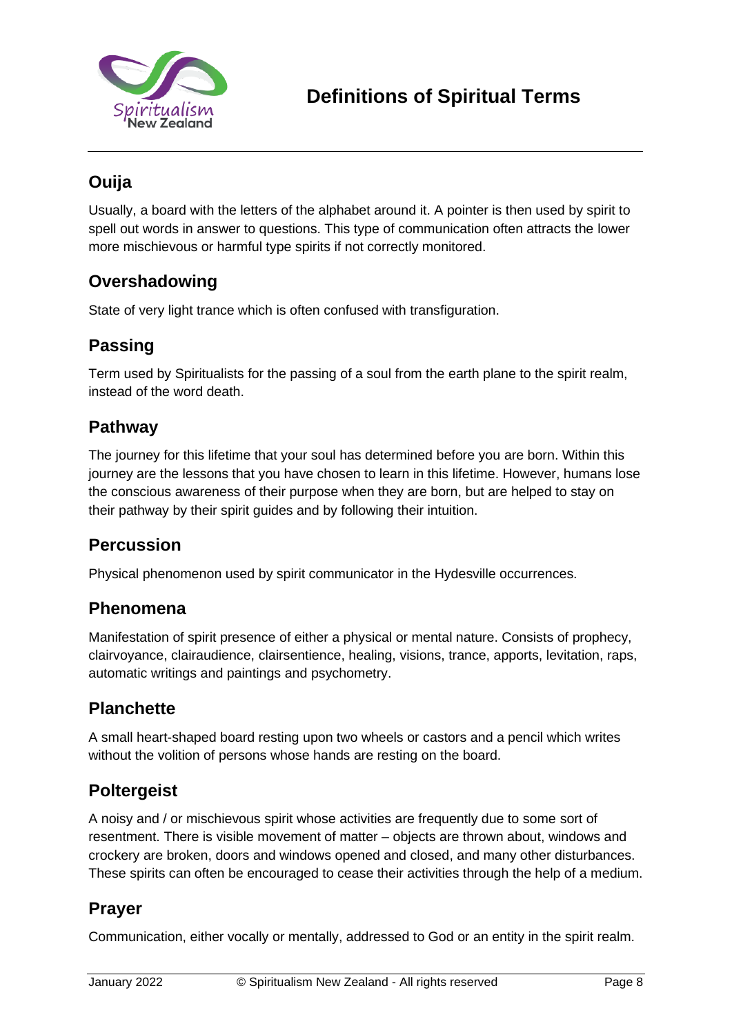## Ouija

Usually, a board with the letters of the alphabet around it. A pointer is then used by spirit to spell out words in answer to questions. This type of communication often attracts the lower more mischievous or harmful type spirits if not correctly monitored.

## Overshadowing

State of very light trance which is often confused with transfiguration.

## Passing

Term used by Spiritualists for the passing of a soul from the earth plane to the spirit realm, instead of the word death.

## Pathway

The journey for this lifetime that your soul has determined before you are born. Within this journey are the lessons that you have chosen to learn in this lifetime. However, humans lose the conscious awareness of their purpose when they are born, but are helped to stay on their pathway by their spirit guides and by following their intuition.

## Percussion

Physical phenomenon used by spirit communicator in the Hydesville occurrences.

## Phenomena

Manifestation of spirit presence of either a physical or mental nature. Consists of prophecy, clairvoyance, clairaudience, clairsentience, healing, visions, trance, apports, levitation, raps, automatic writings and paintings and psychometry.

## Planchette

A small heart-shaped board resting upon two wheels or castors and a pencil which writes without the volition of persons whose hands are resting on the board.

## Poltergeist

A noisy and / or mischievous spirit whose activities are frequently due to some sort of resentment. There is visible movement of matter – objects are thrown about, windows and crockery are broken, doors and windows opened and closed, and many other disturbances. These spirits can often be encouraged to cease their activities through the help of a medium.

## Prayer

Communication, either vocally or mentally, addressed to God or an entity in the spirit realm.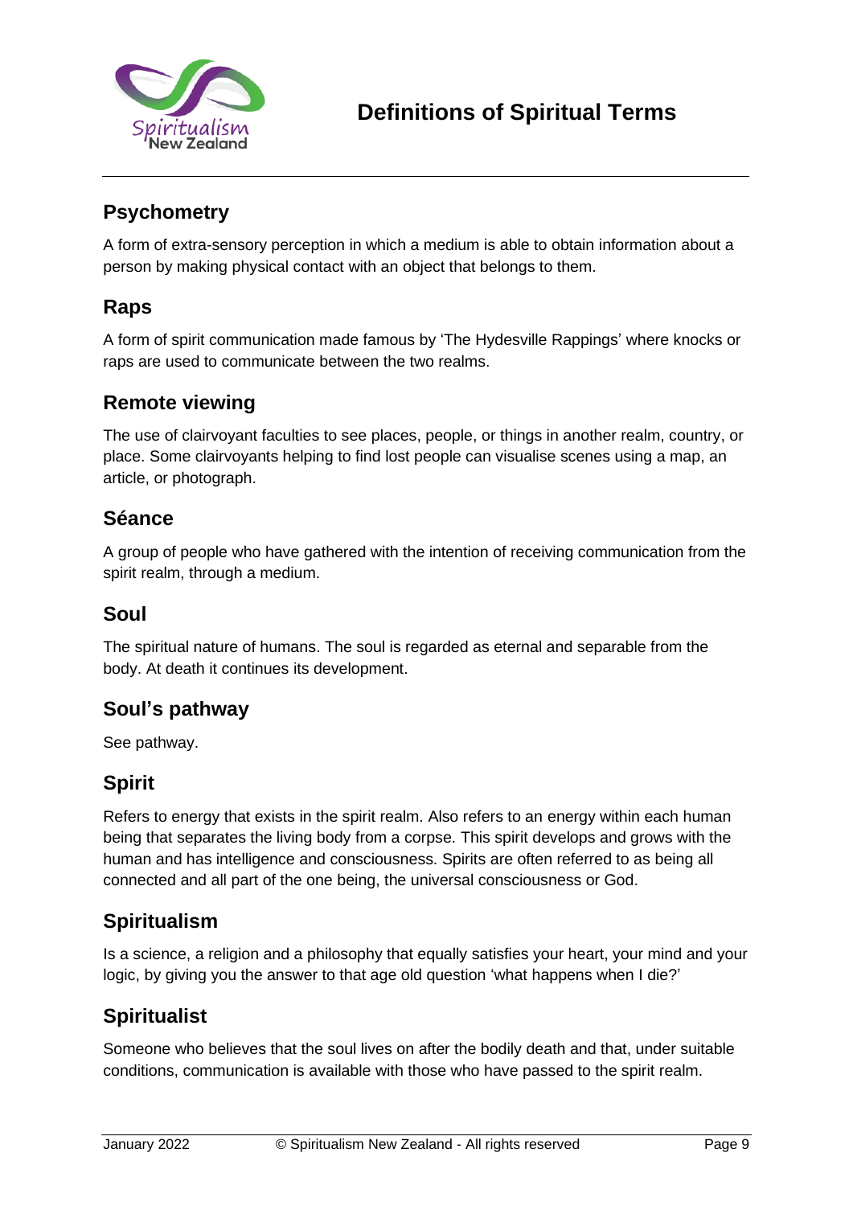# Definitions of Spiritual Terms

## Psychometry

A form of extra-sensory perception in which a medium is able to obtain information about a person by making physical contact with an object that belongs to them.

## Raps

A form of spirit communication made famous by 'The Hydesville Rappings' where knocks or raps are used to communicate between the two realms.

## Remote viewing

The use of clairvoyant faculties to see places, people, or things in another realm, country, or place. Some clairvoyants helping to find lost people can visualise scenes using a map, an article, or photograph.

## Séance

A group of people who have gathered with the intention of receiving communication from the spirit realm, through a medium.

## Soul

The spiritual nature of humans. The soul is regarded as eternal and separable from the body. At death it continues its development.

## Soul's pathway

See pathway.

## Spirit

Refers to energy that exists in the spirit realm. Also refers to an energy within each human being that separates the living body from a corpse. This spirit develops and grows with the human and has intelligence and consciousness. Spirits are often referred to as being all connected and all part of the one being, the universal consciousness or God.

## Spiritualism

Is a science, a religion and a philosophy that equally satisfies your heart, your mind and your logic, by giving you the answer to that age old question 'what happens when I die?'

## Spiritualist

Someone who believes that the soul lives on after the bodily death and that, under suitable conditions, communication is available with those who have passed to the spirit realm.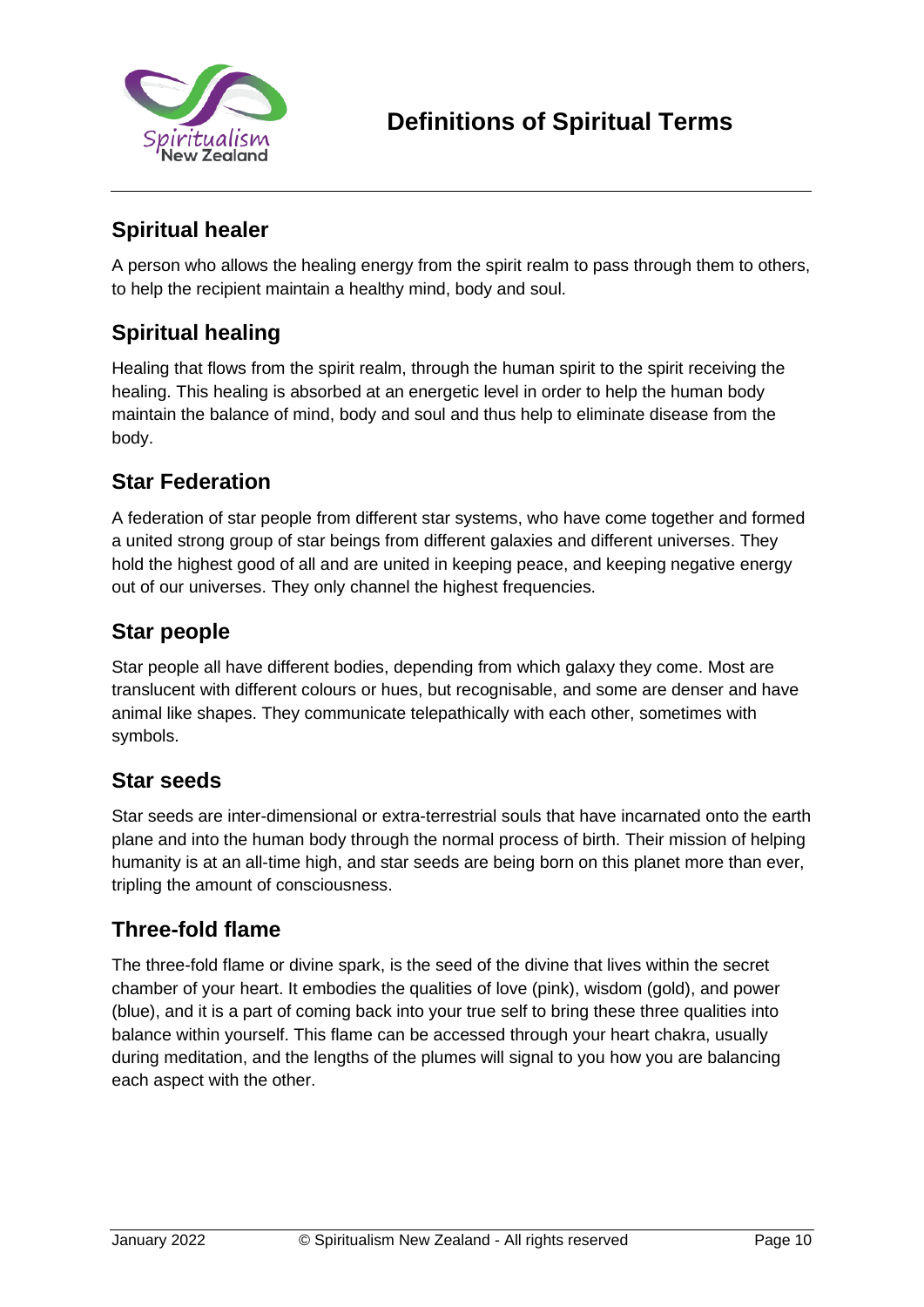# Definitions of Spiritual Terms

## Spiritual healer

A person who allows the healing energy from the spirit realm to pass through them to others, to help the recipient maintain a healthy mind, body and soul.

## Spiritual healing

Healing that flows from the spirit realm, through the human spirit to the spirit receiving the healing. This healing is absorbed at an energetic level in order to help the human body maintain the balance of mind, body and soul and thus help to eliminate disease from the body.

## Star Federation

A federation of star people from different star systems, who have come together and formed a united strong group of star beings from different galaxies and different universes. They hold the highest good of all and are united in keeping peace, and keeping negative energy out of our universes. They only channel the highest frequencies.

## Star people

Star people all have different bodies, depending from which galaxy they come. Most are translucent with different colours or hues, but recognisable, and some are denser and have animal like shapes. They communicate telepathically with each other, sometimes with symbols.

## Star seeds

Star seeds are inter-dimensional or extra-terrestrial souls that have incarnated onto the earth plane and into the human body through the normal process of birth. Their mission of helping humanity is at an all-time high, and star seeds are being born on this planet more than ever, tripling the amount of consciousness.

## Three-fold flame

The three-fold flame or divine spark, is the seed of the divine that lives within the secret chamber of your heart. It embodies the qualities of love (pink), wisdom (gold), and power (blue), and it is a part of coming back into your true self to bring these three qualities into balance within yourself. This flame can be accessed through your heart chakra, usually during meditation, and the lengths of the plumes will signal to you how you are balancing each aspect with the other.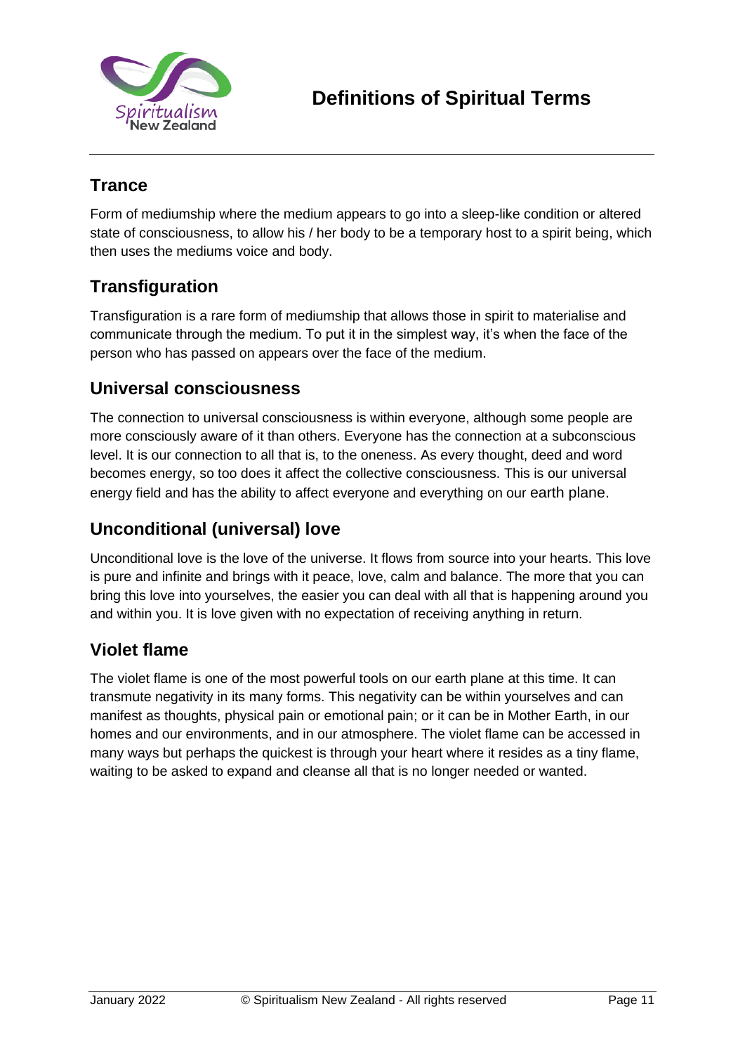# Definitions of Spiritual Terms

## Trance

Form of mediumship where the medium appears to go into a sleep-like condition or altered state of consciousness, to allow his / her body to be a temporary host to a spirit being, which then uses the mediums voice and body.

## Transfiguration

Transfiguration is a rare form of mediumship that allows those in spirit to materialise and communicate through the medium. To put it in the simplest way, it's when the face of the person who has passed on appears over the face of the medium.

## Universal consciousness

The connection to universal consciousness is within everyone, although some people are more consciously aware of it than others. Everyone has the connection at a subconscious level. It is our connection to all that is, to the oneness. As every thought, deed and word becomes energy, so too does it affect the collective consciousness. This is our universal energy field and has the ability to affect everyone and everything on our earth plane.

## Unconditional (universal) love

Unconditional love is the love of the universe. It flows from source into your hearts. This love is pure and infinite and brings with it peace, love, calm and balance. The more that you can bring this love into yourselves, the easier you can deal with all that is happening around you and within you. It is love given with no expectation of receiving anything in return.

## Violet flame

The violet flame is one of the most powerful tools on our earth plane at this time. It can transmute negativity in its many forms. This negativity can be within yourselves and can manifest as thoughts, physical pain or emotional pain; or it can be in Mother Earth, in our homes and our environments, and in our atmosphere. The violet flame can be accessed in many ways but perhaps the quickest is through your heart where it resides as a tiny flame, waiting to be asked to expand and cleanse all that is no longer needed or wanted.